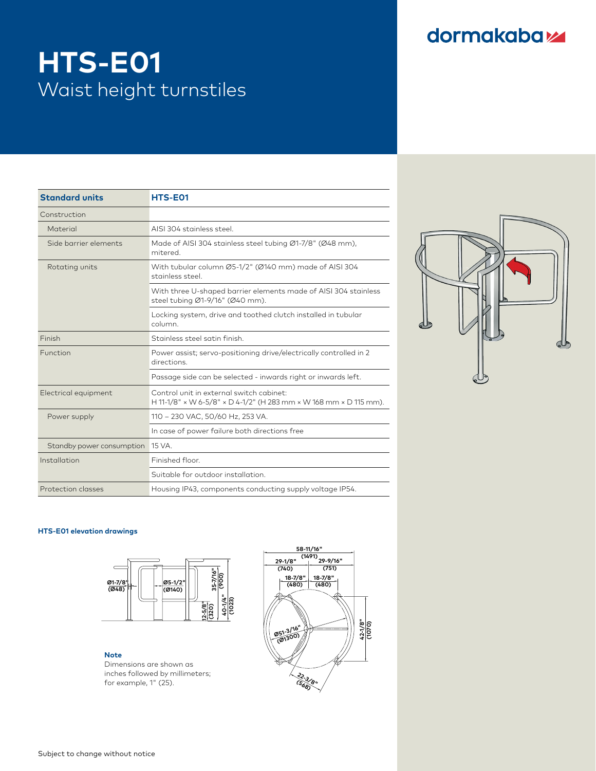# HTS-E01

## Waist height turnstiles

| Standard units | HTS-E01 |
|---|---|
| Construction | |
| Material | AISI 304 stainless steel. |
| Side barrier elements | Made of AISI 304 stainless steel tubing Ø1-7/8" (Ø48 mm), mitered. |
| Rotating units | With tubular column Ø5-1/2" (Ø140 mm) made of AISI 304 stainless steel. |
| | With three U-shaped barrier elements made of AISI 304 stainless steel tubing Ø1-9/16" (Ø40 mm). |
| | Locking system, drive and toothed clutch installed in tubular column. |
| Finish | Stainless steel satin finish. |
| Function | Power assist; servo-positioning drive/electrically controlled in 2 directions. |
| | Passage side can be selected - inwards right or inwards left. |
| Electrical equipment | Control unit in external switch cabinet: H 11-1/8" × W 6-5/8" × D 4-1/2" (H 283 mm × W 168 mm × D 115 mm). |
| Power supply | 110 – 230 VAC, 50/60 Hz, 253 VA. |
| | In case of power failure both directions free |
| Standby power consumption | 15 VA. |
| Installation | Finished floor. |
| | Suitable for outdoor installation. |
| Protection classes | Housing IP43, components conducting supply voltage IP54. |

### HTS-E01 elevation drawings

**Note**
Dimensions are shown as inches followed by millimeters; for example, 1" (25).

Subject to change without notice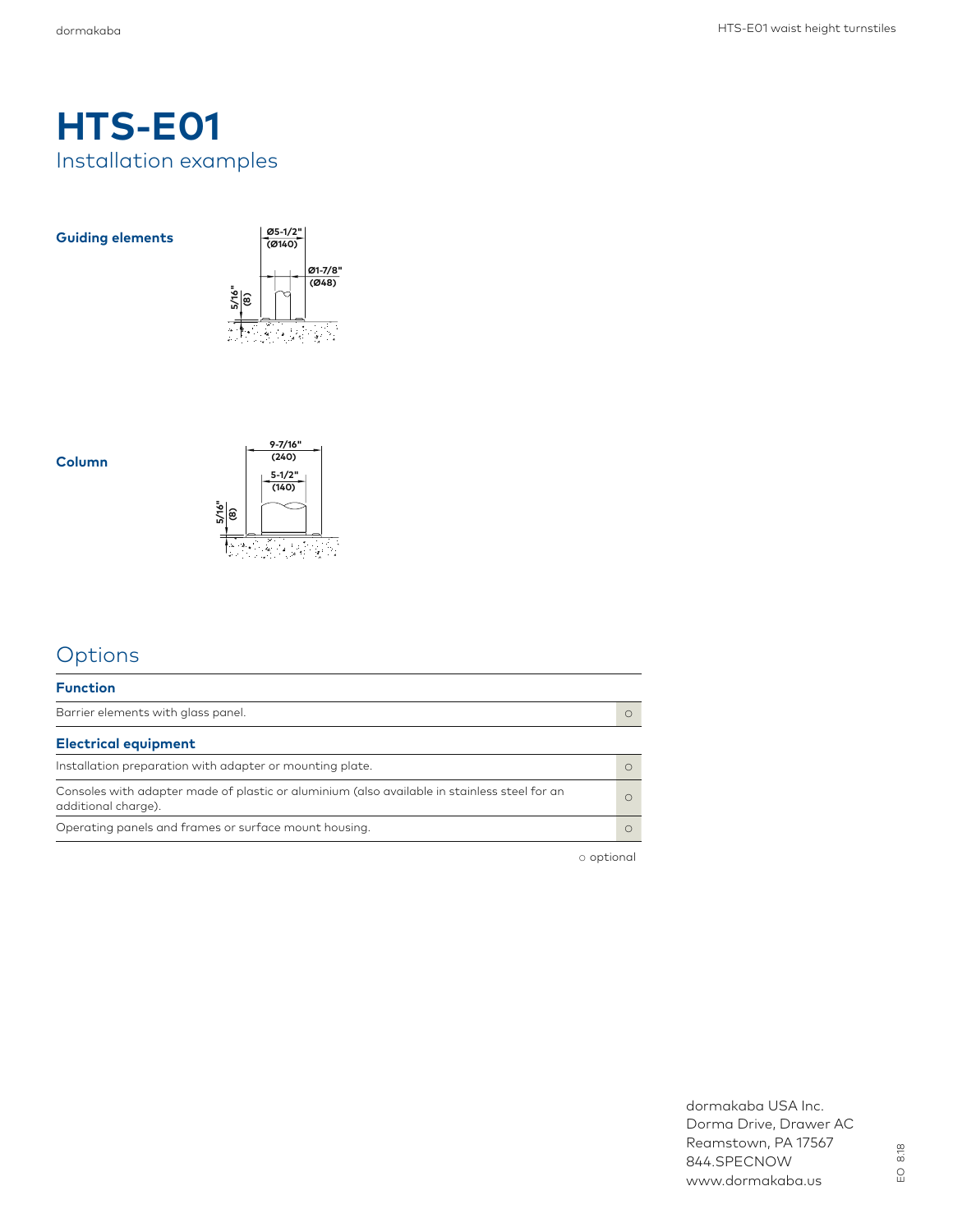# HTS-E01

Installation examples

**Guiding elements**

Ø5-1/2"
(Ø140)
Ø1-7/8"
(Ø48)
5/16"
(8)

**Column**

9-7/16"
(240)
5-1/2"
(140)
5/16"
(8)

## Options

| **Function** | |
|---|---|
| Barrier elements with glass panel. | ○ |
| **Electrical equipment** | |
| Installation preparation with adapter or mounting plate. | ○ |
| Consoles with adapter made of plastic or aluminium (also available in stainless steel for an additional charge). | ○ |
| Operating panels and frames or surface mount housing. | ○ |

○ optional

dormakaba USA Inc.
Dorma Drive, Drawer AC
Reamstown, PA 17567
844.SPECNOW
www.dormakaba.us

EO 8.18